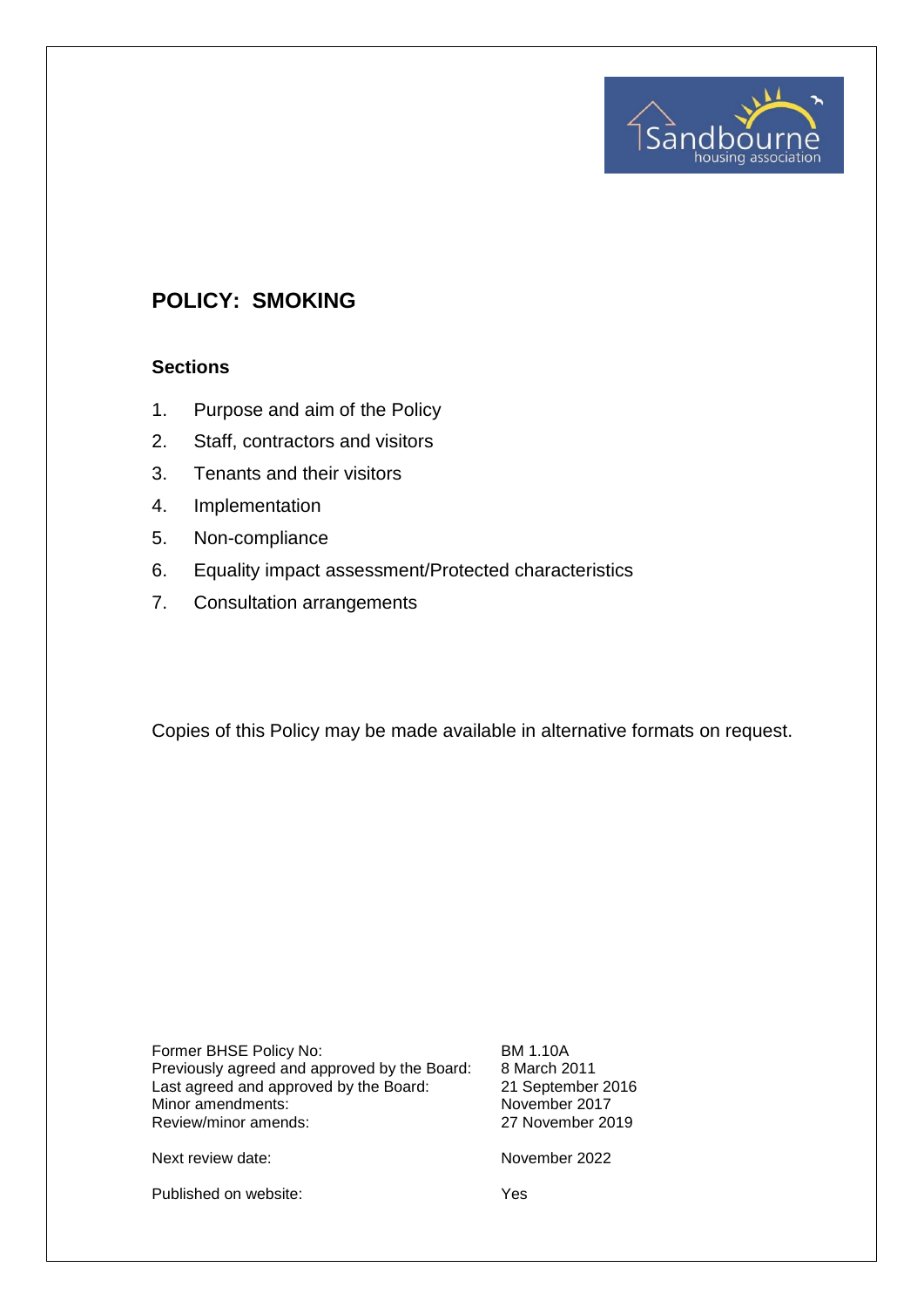# POLICY: SMOKING

## Sections

1. Purpose and aim of the Policy
2. Staff, contractors and visitors
3. Tenants and their visitors
4. Implementation
5. Non-compliance
6. Equality impact assessment/Protected characteristics
7. Consultation arrangements

Copies of this Policy may be made available in alternative formats on request.

| | |
|---|---|
| Former BHSE Policy No: | BM 1.10A |
| Previously agreed and approved by the Board: | 8 March 2011 |
| Last agreed and approved by the Board: | 21 September 2016 |
| Minor amendments: | November 2017 |
| Review/minor amends: | 27 November 2019 |
| Next review date: | November 2022 |
| Published on website: | Yes |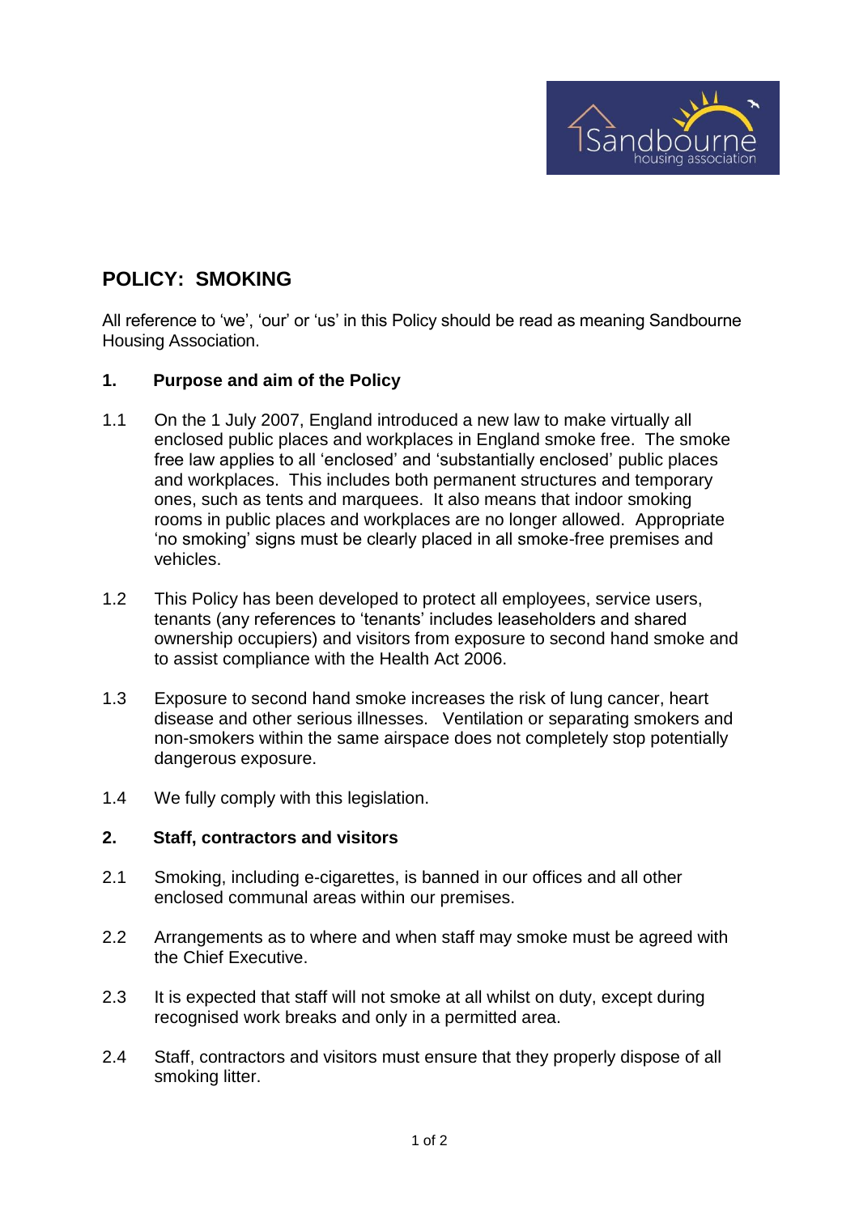# POLICY: SMOKING

All reference to 'we', 'our' or 'us' in this Policy should be read as meaning Sandbourne Housing Association.

## 1. Purpose and aim of the Policy

1.1 On the 1 July 2007, England introduced a new law to make virtually all enclosed public places and workplaces in England smoke free. The smoke free law applies to all 'enclosed' and 'substantially enclosed' public places and workplaces. This includes both permanent structures and temporary ones, such as tents and marquees. It also means that indoor smoking rooms in public places and workplaces are no longer allowed. Appropriate 'no smoking' signs must be clearly placed in all smoke-free premises and vehicles.

1.2 This Policy has been developed to protect all employees, service users, tenants (any references to 'tenants' includes leaseholders and shared ownership occupiers) and visitors from exposure to second hand smoke and to assist compliance with the Health Act 2006.

1.3 Exposure to second hand smoke increases the risk of lung cancer, heart disease and other serious illnesses. Ventilation or separating smokers and non-smokers within the same airspace does not completely stop potentially dangerous exposure.

1.4 We fully comply with this legislation.

## 2. Staff, contractors and visitors

2.1 Smoking, including e-cigarettes, is banned in our offices and all other enclosed communal areas within our premises.

2.2 Arrangements as to where and when staff may smoke must be agreed with the Chief Executive.

2.3 It is expected that staff will not smoke at all whilst on duty, except during recognised work breaks and only in a permitted area.

2.4 Staff, contractors and visitors must ensure that they properly dispose of all smoking litter.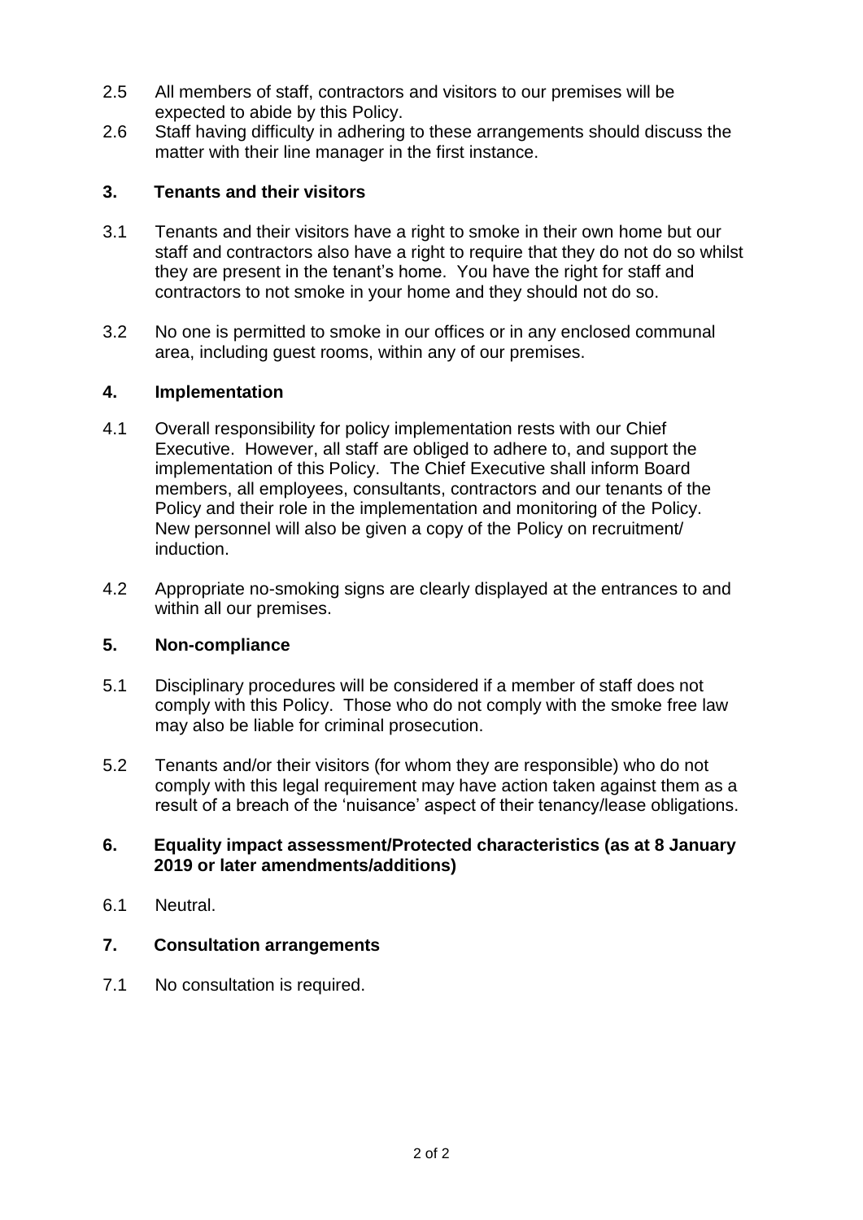2.5 All members of staff, contractors and visitors to our premises will be expected to abide by this Policy.

2.6 Staff having difficulty in adhering to these arrangements should discuss the matter with their line manager in the first instance.

## 3. Tenants and their visitors

3.1 Tenants and their visitors have a right to smoke in their own home but our staff and contractors also have a right to require that they do not do so whilst they are present in the tenant's home. You have the right for staff and contractors to not smoke in your home and they should not do so.

3.2 No one is permitted to smoke in our offices or in any enclosed communal area, including guest rooms, within any of our premises.

## 4. Implementation

4.1 Overall responsibility for policy implementation rests with our Chief Executive. However, all staff are obliged to adhere to, and support the implementation of this Policy. The Chief Executive shall inform Board members, all employees, consultants, contractors and our tenants of the Policy and their role in the implementation and monitoring of the Policy. New personnel will also be given a copy of the Policy on recruitment/ induction.

4.2 Appropriate no-smoking signs are clearly displayed at the entrances to and within all our premises.

## 5. Non-compliance

5.1 Disciplinary procedures will be considered if a member of staff does not comply with this Policy. Those who do not comply with the smoke free law may also be liable for criminal prosecution.

5.2 Tenants and/or their visitors (for whom they are responsible) who do not comply with this legal requirement may have action taken against them as a result of a breach of the 'nuisance' aspect of their tenancy/lease obligations.

## 6. Equality impact assessment/Protected characteristics (as at 8 January 2019 or later amendments/additions)

6.1 Neutral.

## 7. Consultation arrangements

7.1 No consultation is required.